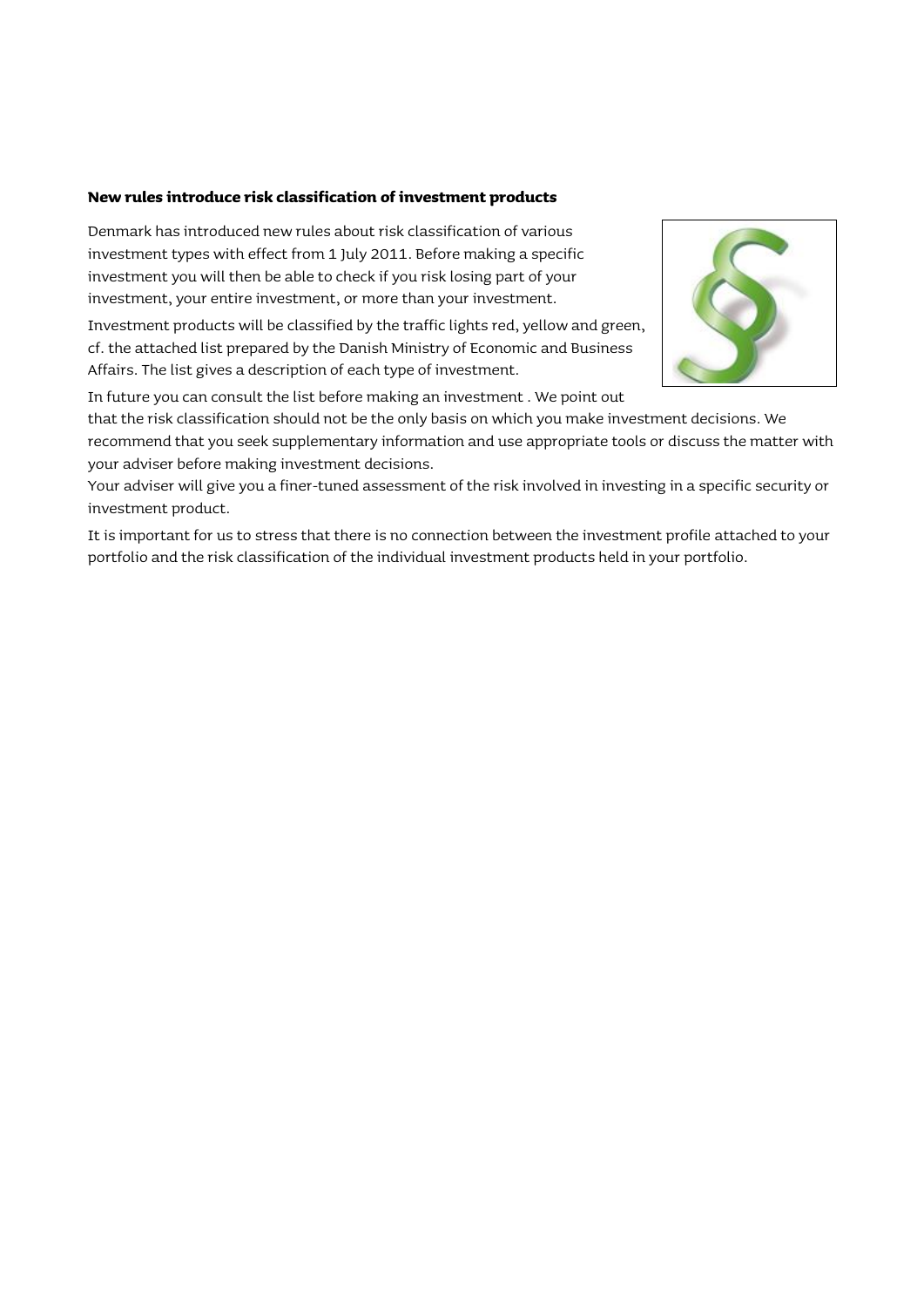**New rules introduce risk classification of investment products**

Denmark has introduced new rules about risk classification of various investment types with effect from 1 July 2011. Before making a specific investment you will then be able to check if you risk losing part of your investment, your entire investment, or more than your investment.

Investment products will be classified by the traffic lights red, yellow and green, cf. the attached list prepared by the Danish Ministry of Economic and Business Affairs. The list gives a description of each type of investment.

In future you can consult the list before making an investment . We point out that the risk classification should not be the only basis on which you make investment decisions. We recommend that you seek supplementary information and use appropriate tools or discuss the matter with your adviser before making investment decisions.

Your adviser will give you a finer-tuned assessment of the risk involved in investing in a specific security or investment product.

It is important for us to stress that there is no connection between the investment profile attached to your portfolio and the risk classification of the individual investment products held in your portfolio.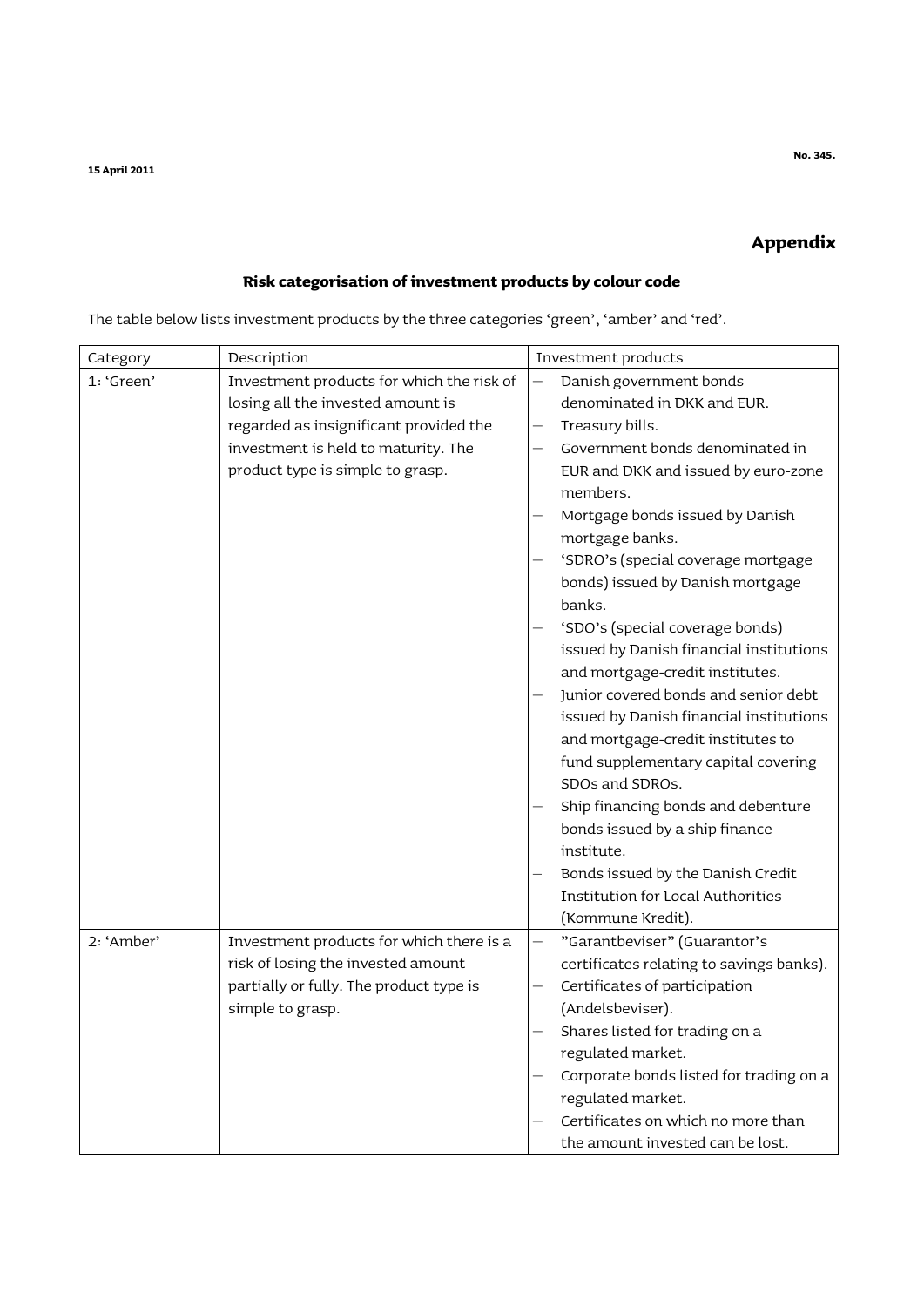## Appendix

### Risk categorisation of investment products by colour code

The table below lists investment products by the three categories 'green', 'amber' and 'red'.

| Category | Description | Investment products |
|---|---|---|
| 1: 'Green' | Investment products for which the risk of losing all the invested amount is regarded as insignificant provided the investment is held to maturity. The product type is simple to grasp. | – Danish government bonds denominated in DKK and EUR.<br>– Treasury bills.<br>– Government bonds denominated in EUR and DKK and issued by euro-zone members.<br>– Mortgage bonds issued by Danish mortgage banks.<br>– 'SDRO's (special coverage mortgage bonds) issued by Danish mortgage banks.<br>– 'SDO's (special coverage bonds) issued by Danish financial institutions and mortgage-credit institutes.<br>– Junior covered bonds and senior debt issued by Danish financial institutions and mortgage-credit institutes to fund supplementary capital covering SDOs and SDROs.<br>– Ship financing bonds and debenture bonds issued by a ship finance institute.<br>– Bonds issued by the Danish Credit Institution for Local Authorities (Kommune Kredit). |
| 2: 'Amber' | Investment products for which there is a risk of losing the invested amount partially or fully. The product type is simple to grasp. | – "Garantbeviser" (Guarantor's certificates relating to savings banks).<br>– Certificates of participation (Andelsbeviser).<br>– Shares listed for trading on a regulated market.<br>– Corporate bonds listed for trading on a regulated market.<br>– Certificates on which no more than the amount invested can be lost. |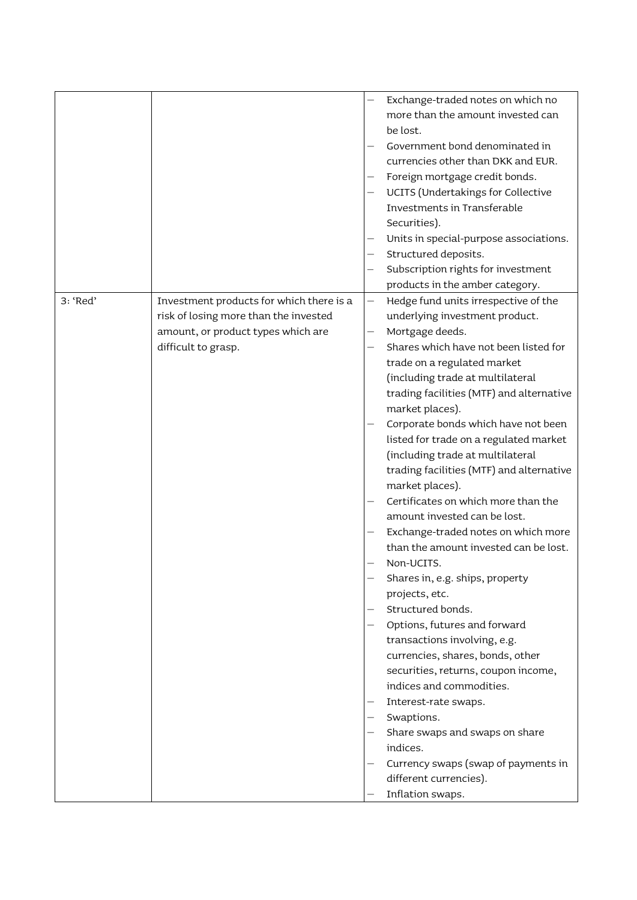| | | |
|---|---|---|
| | | – Exchange-traded notes on which no more than the amount invested can be lost.<br>– Government bond denominated in currencies other than DKK and EUR.<br>– Foreign mortgage credit bonds.<br>– UCITS (Undertakings for Collective Investments in Transferable Securities).<br>– Units in special-purpose associations.<br>– Structured deposits.<br>– Subscription rights for investment products in the amber category. |
| 3: 'Red' | Investment products for which there is a risk of losing more than the invested amount, or product types which are difficult to grasp. | – Hedge fund units irrespective of the underlying investment product.<br>– Mortgage deeds.<br>– Shares which have not been listed for trade on a regulated market (including trade at multilateral trading facilities (MTF) and alternative market places).<br>– Corporate bonds which have not been listed for trade on a regulated market (including trade at multilateral trading facilities (MTF) and alternative market places).<br>– Certificates on which more than the amount invested can be lost.<br>– Exchange-traded notes on which more than the amount invested can be lost.<br>– Non-UCITS.<br>– Shares in, e.g. ships, property projects, etc.<br>– Structured bonds.<br>– Options, futures and forward transactions involving, e.g. currencies, shares, bonds, other securities, returns, coupon income, indices and commodities.<br>– Interest-rate swaps.<br>– Swaptions.<br>– Share swaps and swaps on share indices.<br>– Currency swaps (swap of payments in different currencies).<br>– Inflation swaps. |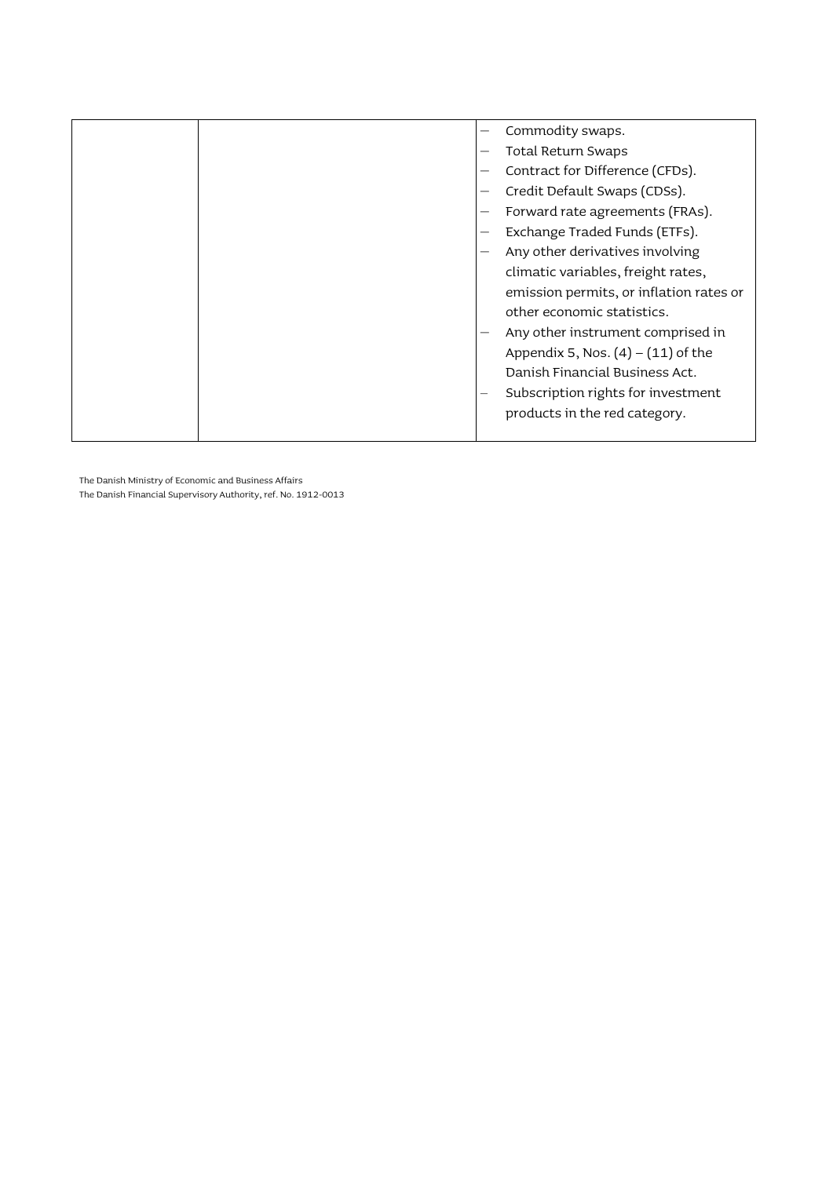| | | |
|---|---|---|
| | | – Commodity swaps.<br>– Total Return Swaps<br>– Contract for Difference (CFDs).<br>– Credit Default Swaps (CDSs).<br>– Forward rate agreements (FRAs).<br>– Exchange Traded Funds (ETFs).<br>– Any other derivatives involving climatic variables, freight rates, emission permits, or inflation rates or other economic statistics.<br>– Any other instrument comprised in Appendix 5, Nos. (4) – (11) of the Danish Financial Business Act.<br>– Subscription rights for investment products in the red category. |

The Danish Ministry of Economic and Business Affairs
The Danish Financial Supervisory Authority, ref. No. 1912-0013